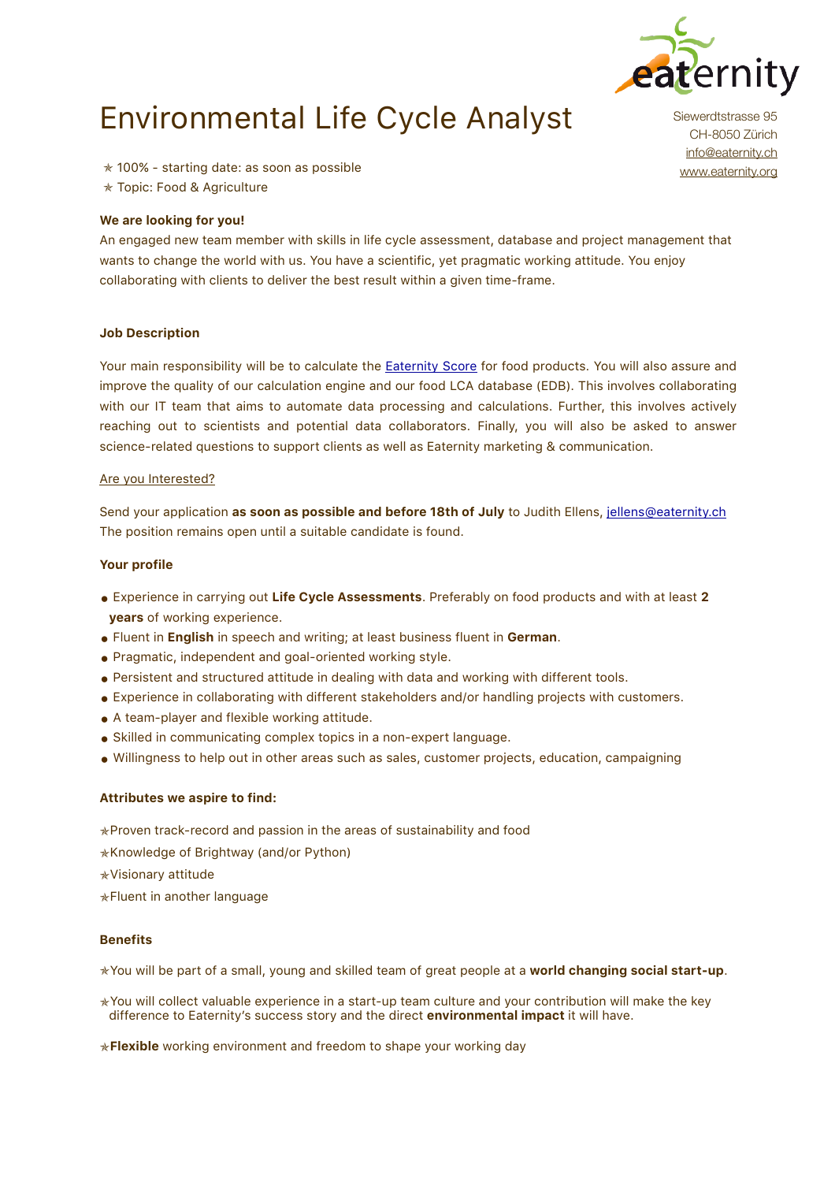# Environmental Life Cycle Analyst

Siewerdtstrasse 95
CH-8050 Zürich
info@eaternity.ch
www.eaternity.org

✭ 100% - starting date: as soon as possible
✭ Topic: Food & Agriculture

**We are looking for you!**

An engaged new team member with skills in life cycle assessment, database and project management that wants to change the world with us. You have a scientific, yet pragmatic working attitude. You enjoy collaborating with clients to deliver the best result within a given time-frame.

**Job Description**

Your main responsibility will be to calculate the Eaternity Score for food products. You will also assure and improve the quality of our calculation engine and our food LCA database (EDB). This involves collaborating with our IT team that aims to automate data processing and calculations. Further, this involves actively reaching out to scientists and potential data collaborators. Finally, you will also be asked to answer science-related questions to support clients as well as Eaternity marketing & communication.

Are you Interested?

Send your application **as soon as possible and before 18th of July** to Judith Ellens, jellens@eaternity.ch
The position remains open until a suitable candidate is found.

**Your profile**

- Experience in carrying out **Life Cycle Assessments**. Preferably on food products and with at least **2 years** of working experience.
- Fluent in **English** in speech and writing; at least business fluent in **German**.
- Pragmatic, independent and goal-oriented working style.
- Persistent and structured attitude in dealing with data and working with different tools.
- Experience in collaborating with different stakeholders and/or handling projects with customers.
- A team-player and flexible working attitude.
- Skilled in communicating complex topics in a non-expert language.
- Willingness to help out in other areas such as sales, customer projects, education, campaigning

**Attributes we aspire to find:**

✭Proven track-record and passion in the areas of sustainability and food

✭Knowledge of Brightway (and/or Python)

✭Visionary attitude

✭Fluent in another language

**Benefits**

✭You will be part of a small, young and skilled team of great people at a **world changing social start-up**.

✭You will collect valuable experience in a start-up team culture and your contribution will make the key difference to Eaternity's success story and the direct **environmental impact** it will have.

✭**Flexible** working environment and freedom to shape your working day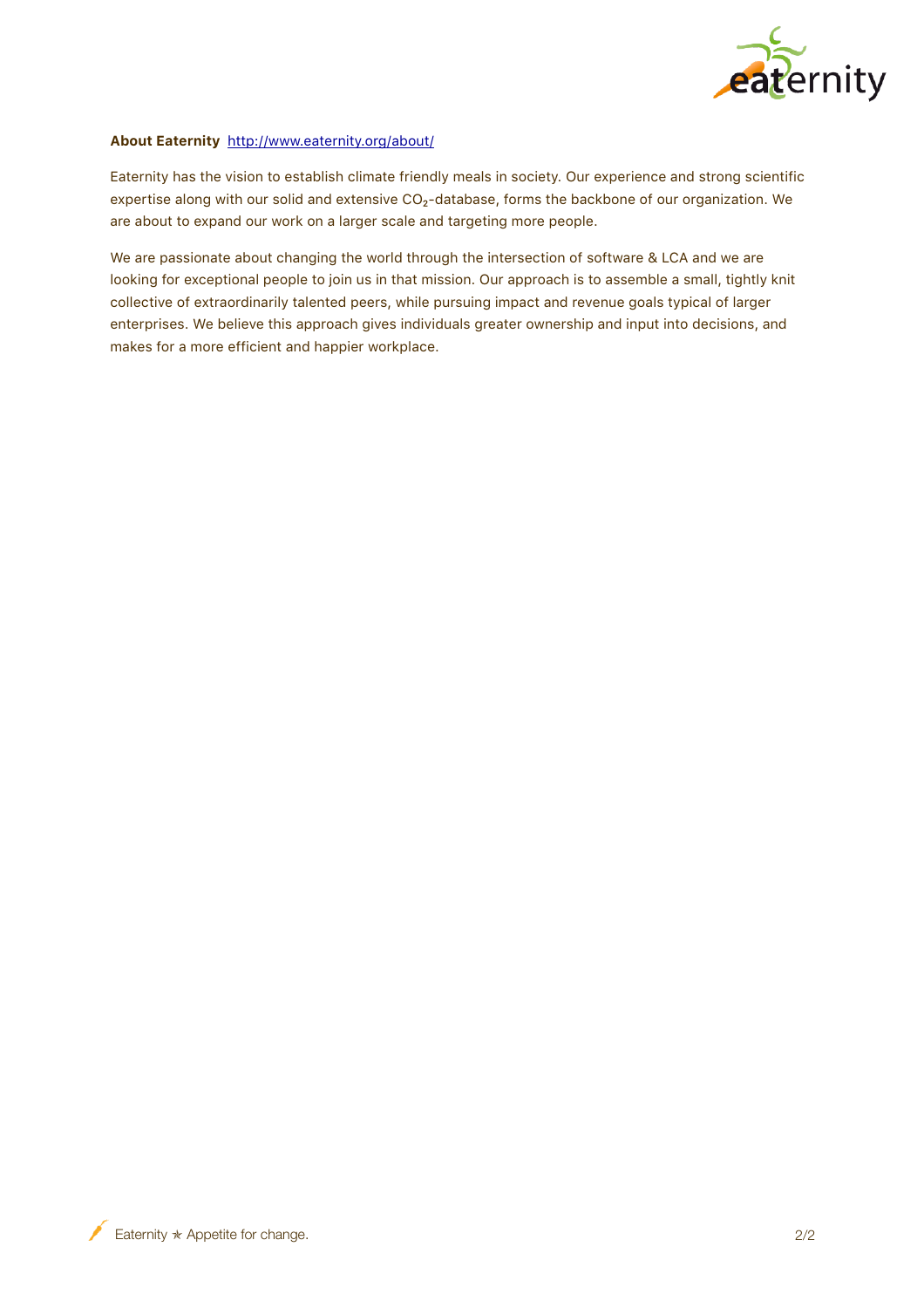**About Eaternity** http://www.eaternity.org/about/

Eaternity has the vision to establish climate friendly meals in society. Our experience and strong scientific expertise along with our solid and extensive $CO_2$-database, forms the backbone of our organization. We are about to expand our work on a larger scale and targeting more people.

We are passionate about changing the world through the intersection of software & LCA and we are looking for exceptional people to join us in that mission. Our approach is to assemble a small, tightly knit collective of extraordinarily talented peers, while pursuing impact and revenue goals typical of larger enterprises. We believe this approach gives individuals greater ownership and input into decisions, and makes for a more efficient and happier workplace.